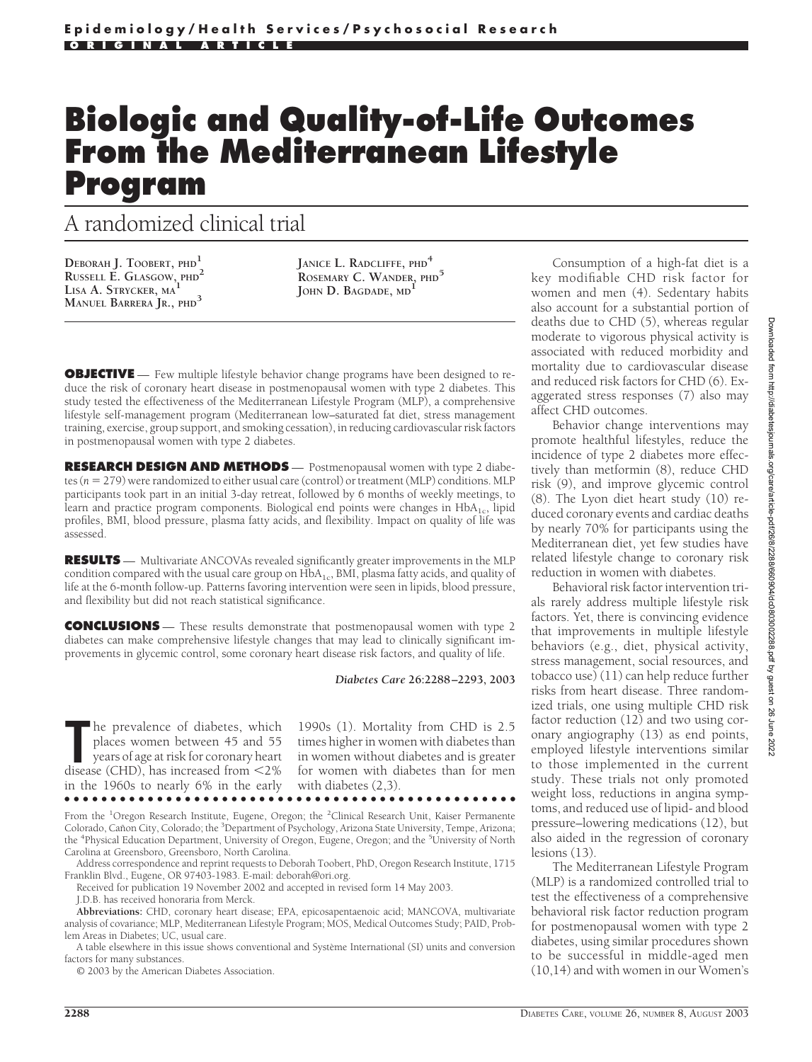Epidemiology/Health Services/Psychosocial Research

ORIGINAL ARTICLE

# Biologic and Quality-of-Life Outcomes From the Mediterranean Lifestyle Program

## A randomized clinical trial

DEBORAH J. TOOBERT, PHD[1]
RUSSELL E. GLASGOW, PHD[2]
LISA A. STRYCKER, MA[1]
MANUEL BARRERA JR., PHD[3]
JANICE L. RADCLIFFE, PHD[4]
ROSEMARY C. WANDER, PHD[5]
JOHN D. BAGDADE, MD[1]

**OBJECTIVE** — Few multiple lifestyle behavior change programs have been designed to reduce the risk of coronary heart disease in postmenopausal women with type 2 diabetes. This study tested the effectiveness of the Mediterranean Lifestyle Program (MLP), a comprehensive lifestyle self-management program (Mediterranean low–saturated fat diet, stress management training, exercise, group support, and smoking cessation), in reducing cardiovascular risk factors in postmenopausal women with type 2 diabetes.

**RESEARCH DESIGN AND METHODS** — Postmenopausal women with type 2 diabetes ($n = 279$) were randomized to either usual care (control) or treatment (MLP) conditions. MLP participants took part in an initial 3-day retreat, followed by 6 months of weekly meetings, to learn and practice program components. Biological end points were changes in $HbA_{1c}$, lipid profiles, BMI, blood pressure, plasma fatty acids, and flexibility. Impact on quality of life was assessed.

**RESULTS** — Multivariate ANCOVAs revealed significantly greater improvements in the MLP condition compared with the usual care group on $HbA_{1c}$, BMI, plasma fatty acids, and quality of life at the 6-month follow-up. Patterns favoring intervention were seen in lipids, blood pressure, and flexibility but did not reach statistical significance.

**CONCLUSIONS** — These results demonstrate that postmenopausal women with type 2 diabetes can make comprehensive lifestyle changes that may lead to clinically significant improvements in glycemic control, some coronary heart disease risk factors, and quality of life.

*Diabetes Care* **26:2288–2293, 2003**

The prevalence of diabetes, which places women between 45 and 55 years of age at risk for coronary heart disease (CHD), has increased from <2% in the 1960s to nearly 6% in the early 1990s (1). Mortality from CHD is 2.5 times higher in women with diabetes than in women without diabetes and is greater for women with diabetes than for men with diabetes (2,3).

From the [1]Oregon Research Institute, Eugene, Oregon; the [2]Clinical Research Unit, Kaiser Permanente Colorado, Cañon City, Colorado; the [3]Department of Psychology, Arizona State University, Tempe, Arizona; the [4]Physical Education Department, University of Oregon, Eugene, Oregon; and the [5]University of North Carolina at Greensboro, Greensboro, North Carolina.

Address correspondence and reprint requests to Deborah Toobert, PhD, Oregon Research Institute, 1715 Franklin Blvd., Eugene, OR 97403-1983. E-mail: deborah@ori.org.

Received for publication 19 November 2002 and accepted in revised form 14 May 2003.

J.D.B. has received honoraria from Merck.

**Abbreviations:** CHD, coronary heart disease; EPA, eicosapentaenoic acid; MANCOVA, multivariate analysis of covariance; MLP, Mediterranean Lifestyle Program; MOS, Medical Outcomes Study; PAID, Problem Areas in Diabetes; UC, usual care.

A table elsewhere in this issue shows conventional and Système International (SI) units and conversion factors for many substances.

© 2003 by the American Diabetes Association.

Consumption of a high-fat diet is a key modifiable CHD risk factor for women and men (4). Sedentary habits also account for a substantial portion of deaths due to CHD (5), whereas regular moderate to vigorous physical activity is associated with reduced morbidity and mortality due to cardiovascular disease and reduced risk factors for CHD (6). Exaggerated stress responses (7) also may affect CHD outcomes.

Behavior change interventions may promote healthful lifestyles, reduce the incidence of type 2 diabetes more effectively than metformin (8), reduce CHD risk (9), and improve glycemic control (8). The Lyon diet heart study (10) reduced coronary events and cardiac deaths by nearly 70% for participants using the Mediterranean diet, yet few studies have related lifestyle change to coronary risk reduction in women with diabetes.

Behavioral risk factor intervention trials rarely address multiple lifestyle risk factors. Yet, there is convincing evidence that improvements in multiple lifestyle behaviors (e.g., diet, physical activity, stress management, social resources, and tobacco use) (11) can help reduce further risks from heart disease. Three randomized trials, one using multiple CHD risk factor reduction (12) and two using coronary angiography (13) as end points, employed lifestyle interventions similar to those implemented in the current study. These trials not only promoted weight loss, reductions in angina symptoms, and reduced use of lipid- and blood pressure–lowering medications (12), but also aided in the regression of coronary lesions (13).

The Mediterranean Lifestyle Program (MLP) is a randomized controlled trial to test the effectiveness of a comprehensive behavioral risk factor reduction program for postmenopausal women with type 2 diabetes, using similar procedures shown to be successful in middle-aged men (10,14) and with women in our Women's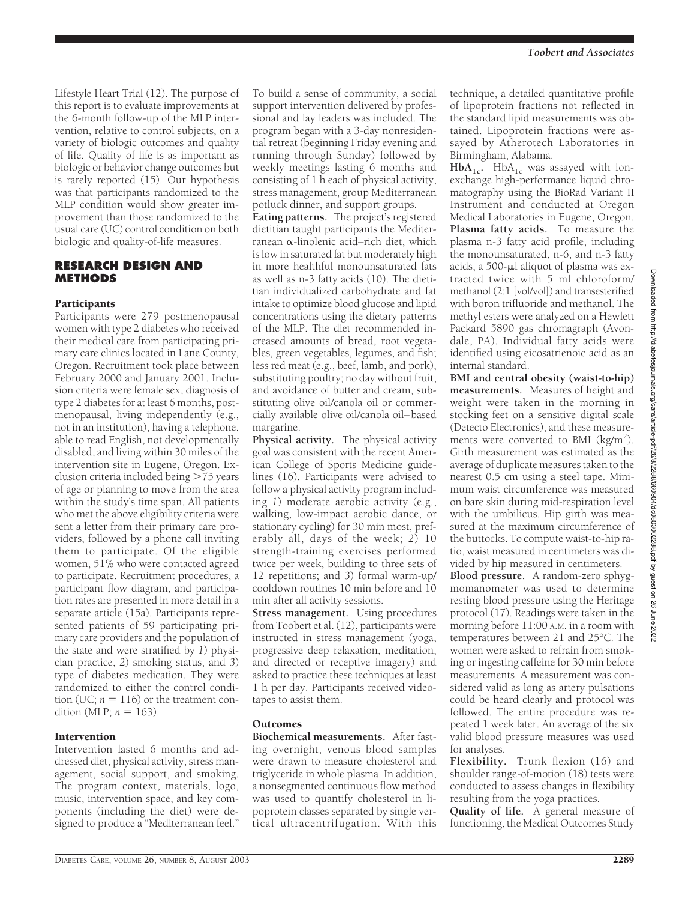Lifestyle Heart Trial (12). The purpose of this report is to evaluate improvements at the 6-month follow-up of the MLP intervention, relative to control subjects, on a variety of biologic outcomes and quality of life. Quality of life is as important as biologic or behavior change outcomes but is rarely reported (15). Our hypothesis was that participants randomized to the MLP condition would show greater improvement than those randomized to the usual care (UC) control condition on both biologic and quality-of-life measures.

## RESEARCH DESIGN AND METHODS

### Participants

Participants were 279 postmenopausal women with type 2 diabetes who received their medical care from participating primary care clinics located in Lane County, Oregon. Recruitment took place between February 2000 and January 2001. Inclusion criteria were female sex, diagnosis of type 2 diabetes for at least 6 months, postmenopausal, living independently (e.g., not in an institution), having a telephone, able to read English, not developmentally disabled, and living within 30 miles of the intervention site in Eugene, Oregon. Exclusion criteria included being >75 years of age or planning to move from the area within the study's time span. All patients who met the above eligibility criteria were sent a letter from their primary care providers, followed by a phone call inviting them to participate. Of the eligible women, 51% who were contacted agreed to participate. Recruitment procedures, a participant flow diagram, and participation rates are presented in more detail in a separate article (15a). Participants represented patients of 59 participating primary care providers and the population of the state and were stratified by *1*) physician practice, *2*) smoking status, and *3*) type of diabetes medication. They were randomized to either the control condition (UC; $n = 116$) or the treatment condition (MLP; $n = 163$).

### Intervention

Intervention lasted 6 months and addressed diet, physical activity, stress management, social support, and smoking. The program context, materials, logo, music, intervention space, and key components (including the diet) were designed to produce a "Mediterranean feel." To build a sense of community, a social support intervention delivered by professional and lay leaders was included. The program began with a 3-day nonresidential retreat (beginning Friday evening and running through Sunday) followed by weekly meetings lasting 6 months and consisting of 1 h each of physical activity, stress management, group Mediterranean potluck dinner, and support groups.

**Eating patterns.** The project's registered dietitian taught participants the Mediterranean α-linolenic acid–rich diet, which is low in saturated fat but moderately high in more healthful monounsaturated fats as well as n-3 fatty acids (10). The dietitian individualized carbohydrate and fat intake to optimize blood glucose and lipid concentrations using the dietary patterns of the MLP. The diet recommended increased amounts of bread, root vegetables, green vegetables, legumes, and fish; less red meat (e.g., beef, lamb, and pork), substituting poultry; no day without fruit; and avoidance of butter and cream, substituting olive oil/canola oil or commercially available olive oil/canola oil–based margarine.

**Physical activity.** The physical activity goal was consistent with the recent American College of Sports Medicine guidelines (16). Participants were advised to follow a physical activity program including *1*) moderate aerobic activity (e.g., walking, low-impact aerobic dance, or stationary cycling) for 30 min most, preferably all, days of the week; *2*) 10 strength-training exercises performed twice per week, building to three sets of 12 repetitions; and *3*) formal warm-up/cooldown routines 10 min before and 10 min after all activity sessions.

**Stress management.** Using procedures from Toobert et al. (12), participants were instructed in stress management (yoga, progressive deep relaxation, meditation, and directed or receptive imagery) and asked to practice these techniques at least 1 h per day. Participants received videotapes to assist them.

### Outcomes

**Biochemical measurements.** After fasting overnight, venous blood samples were drawn to measure cholesterol and triglyceride in whole plasma. In addition, a nonsegmented continuous flow method was used to quantify cholesterol in lipoprotein classes separated by single vertical ultracentrifugation. With this technique, a detailed quantitative profile of lipoprotein fractions not reflected in the standard lipid measurements was obtained. Lipoprotein fractions were assayed by Atherotech Laboratories in Birmingham, Alabama.

**$HbA_{1c}$.** $HbA_{1c}$ was assayed with ion-exchange high-performance liquid chromatography using the BioRad Variant II Instrument and conducted at Oregon Medical Laboratories in Eugene, Oregon.

**Plasma fatty acids.** To measure the plasma n-3 fatty acid profile, including the monounsaturated, n-6, and n-3 fatty acids, a 500-μl aliquot of plasma was extracted twice with 5 ml chloroform/methanol (2:1 [vol/vol]) and transesterified with boron trifluoride and methanol. The methyl esters were analyzed on a Hewlett Packard 5890 gas chromagraph (Avondale, PA). Individual fatty acids were identified using eicosatrienoic acid as an internal standard.

**BMI and central obesity (waist-to-hip) measurements.** Measures of height and weight were taken in the morning in stocking feet on a sensitive digital scale (Detecto Electronics), and these measurements were converted to BMI ($kg/m^2$). Girth measurement was estimated as the average of duplicate measures taken to the nearest 0.5 cm using a steel tape. Minimum waist circumference was measured on bare skin during mid-respiration level with the umbilicus. Hip girth was measured at the maximum circumference of the buttocks. To compute waist-to-hip ratio, waist measured in centimeters was divided by hip measured in centimeters.

**Blood pressure.** A random-zero sphygmomanometer was used to determine resting blood pressure using the Heritage protocol (17). Readings were taken in the morning before 11:00 A.M. in a room with temperatures between 21 and 25°C. The women were asked to refrain from smoking or ingesting caffeine for 30 min before measurements. A measurement was considered valid as long as artery pulsations could be heard clearly and protocol was followed. The entire procedure was repeated 1 week later. An average of the six valid blood pressure measures was used for analyses.

**Flexibility.** Trunk flexion (16) and shoulder range-of-motion (18) tests were conducted to assess changes in flexibility resulting from the yoga practices.

**Quality of life.** A general measure of functioning, the Medical Outcomes Study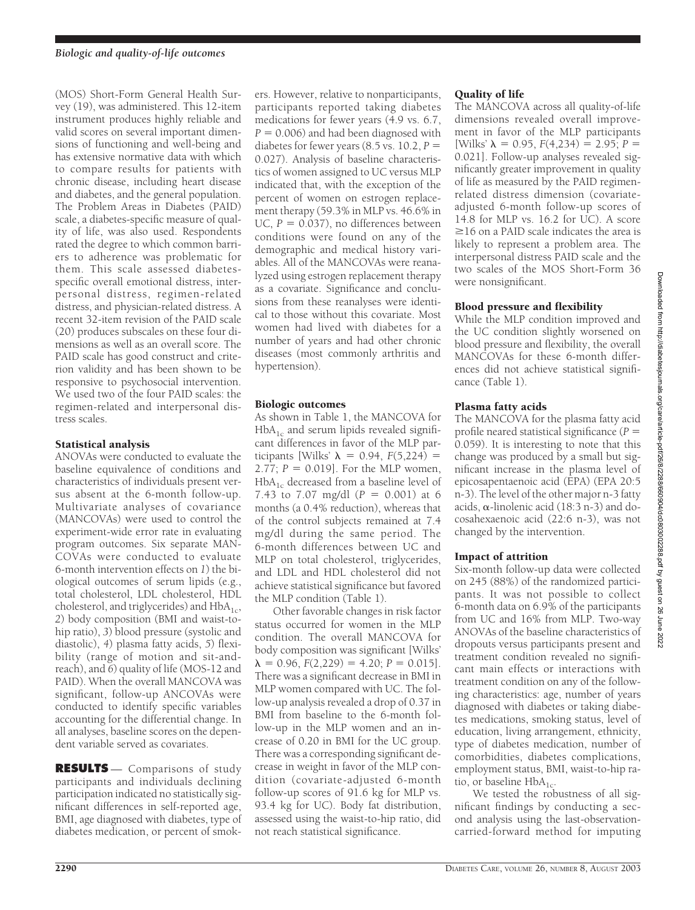(MOS) Short-Form General Health Survey (19), was administered. This 12-item instrument produces highly reliable and valid scores on several important dimensions of functioning and well-being and has extensive normative data with which to compare results for patients with chronic disease, including heart disease and diabetes, and the general population. The Problem Areas in Diabetes (PAID) scale, a diabetes-specific measure of quality of life, was also used. Respondents rated the degree to which common barriers to adherence was problematic for them. This scale assessed diabetes-specific overall emotional distress, interpersonal distress, regimen-related distress, and physician-related distress. A recent 32-item revision of the PAID scale (20) produces subscales on these four dimensions as well as an overall score. The PAID scale has good construct and criterion validity and has been shown to be responsive to psychosocial intervention. We used two of the four PAID scales: the regimen-related and interpersonal distress scales.

### Statistical analysis

ANOVAs were conducted to evaluate the baseline equivalence of conditions and characteristics of individuals present versus absent at the 6-month follow-up. Multivariate analyses of covariance (MANCOVAs) were used to control the experiment-wide error rate in evaluating program outcomes. Six separate MANCOVAs were conducted to evaluate 6-month intervention effects on *1*) the biological outcomes of serum lipids (e.g., total cholesterol, LDL cholesterol, HDL cholesterol, and triglycerides) and $HbA_{1c}$, *2*) body composition (BMI and waist-to-hip ratio), *3*) blood pressure (systolic and diastolic), *4*) plasma fatty acids, *5*) flexibility (range of motion and sit-and-reach), and *6*) quality of life (MOS-12 and PAID). When the overall MANCOVA was significant, follow-up ANCOVAs were conducted to identify specific variables accounting for the differential change. In all analyses, baseline scores on the dependent variable served as covariates.

## RESULTS

Comparisons of study participants and individuals declining participation indicated no statistically significant differences in self-reported age, BMI, age diagnosed with diabetes, type of diabetes medication, or percent of smokers. However, relative to nonparticipants, participants reported taking diabetes medications for fewer years (4.9 vs. 6.7, $P = 0.006$) and had been diagnosed with diabetes for fewer years (8.5 vs. 10.2, $P = 0.027$). Analysis of baseline characteristics of women assigned to UC versus MLP indicated that, with the exception of the percent of women on estrogen replacement therapy (59.3% in MLP vs. 46.6% in UC, $P = 0.037$), no differences between conditions were found on any of the demographic and medical history variables. All of the MANCOVAs were reanalyzed using estrogen replacement therapy as a covariate. Significance and conclusions from these reanalyses were identical to those without this covariate. Most women had lived with diabetes for a number of years and had other chronic diseases (most commonly arthritis and hypertension).

### Biologic outcomes

As shown in Table 1, the MANCOVA for $HbA_{1c}$ and serum lipids revealed significant differences in favor of the MLP participants [Wilks' $\lambda = 0.94$, $F(5,224) = 2.77$; $P = 0.019$]. For the MLP women, $HbA_{1c}$ decreased from a baseline level of 7.43 to 7.07 mg/dl ($P = 0.001$) at 6 months (a 0.4% reduction), whereas that of the control subjects remained at 7.4 mg/dl during the same period. The 6-month differences between UC and MLP on total cholesterol, triglycerides, and LDL and HDL cholesterol did not achieve statistical significance but favored the MLP condition (Table 1).

Other favorable changes in risk factor status occurred for women in the MLP condition. The overall MANCOVA for body composition was significant [Wilks' $\lambda = 0.96$, $F(2,229) = 4.20$; $P = 0.015$]. There was a significant decrease in BMI in MLP women compared with UC. The follow-up analysis revealed a drop of 0.37 in BMI from baseline to the 6-month follow-up in the MLP women and an increase of 0.20 in BMI for the UC group. There was a corresponding significant decrease in weight in favor of the MLP condition (covariate-adjusted 6-month follow-up scores of 91.6 kg for MLP vs. 93.4 kg for UC). Body fat distribution, assessed using the waist-to-hip ratio, did not reach statistical significance.

### Quality of life

The MANCOVA across all quality-of-life dimensions revealed overall improvement in favor of the MLP participants [Wilks' $\lambda = 0.95$, $F(4,234) = 2.95$; $P = 0.021$]. Follow-up analyses revealed significantly greater improvement in quality of life as measured by the PAID regimen-related distress dimension (covariate-adjusted 6-month follow-up scores of 14.8 for MLP vs. 16.2 for UC). A score ≥16 on a PAID scale indicates the area is likely to represent a problem area. The interpersonal distress PAID scale and the two scales of the MOS Short-Form 36 were nonsignificant.

### Blood pressure and flexibility

While the MLP condition improved and the UC condition slightly worsened on blood pressure and flexibility, the overall MANCOVAs for these 6-month differences did not achieve statistical significance (Table 1).

### Plasma fatty acids

The MANCOVA for the plasma fatty acid profile neared statistical significance ($P = 0.059$). It is interesting to note that this change was produced by a small but significant increase in the plasma level of epicosapentaenoic acid (EPA) (EPA 20:5 n-3). The level of the other major n-3 fatty acids, α-linolenic acid (18:3 n-3) and docosahexaenoic acid (22:6 n-3), was not changed by the intervention.

### Impact of attrition

Six-month follow-up data were collected on 245 (88%) of the randomized participants. It was not possible to collect 6-month data on 6.9% of the participants from UC and 16% from MLP. Two-way ANOVAs of the baseline characteristics of dropouts versus participants present and treatment condition revealed no significant main effects or interactions with treatment condition on any of the following characteristics: age, number of years diagnosed with diabetes or taking diabetes medications, smoking status, level of education, living arrangement, ethnicity, type of diabetes medication, number of comorbidities, diabetes complications, employment status, BMI, waist-to-hip ratio, or baseline $HbA_{1c}$.

We tested the robustness of all significant findings by conducting a second analysis using the last-observation-carried-forward method for imputing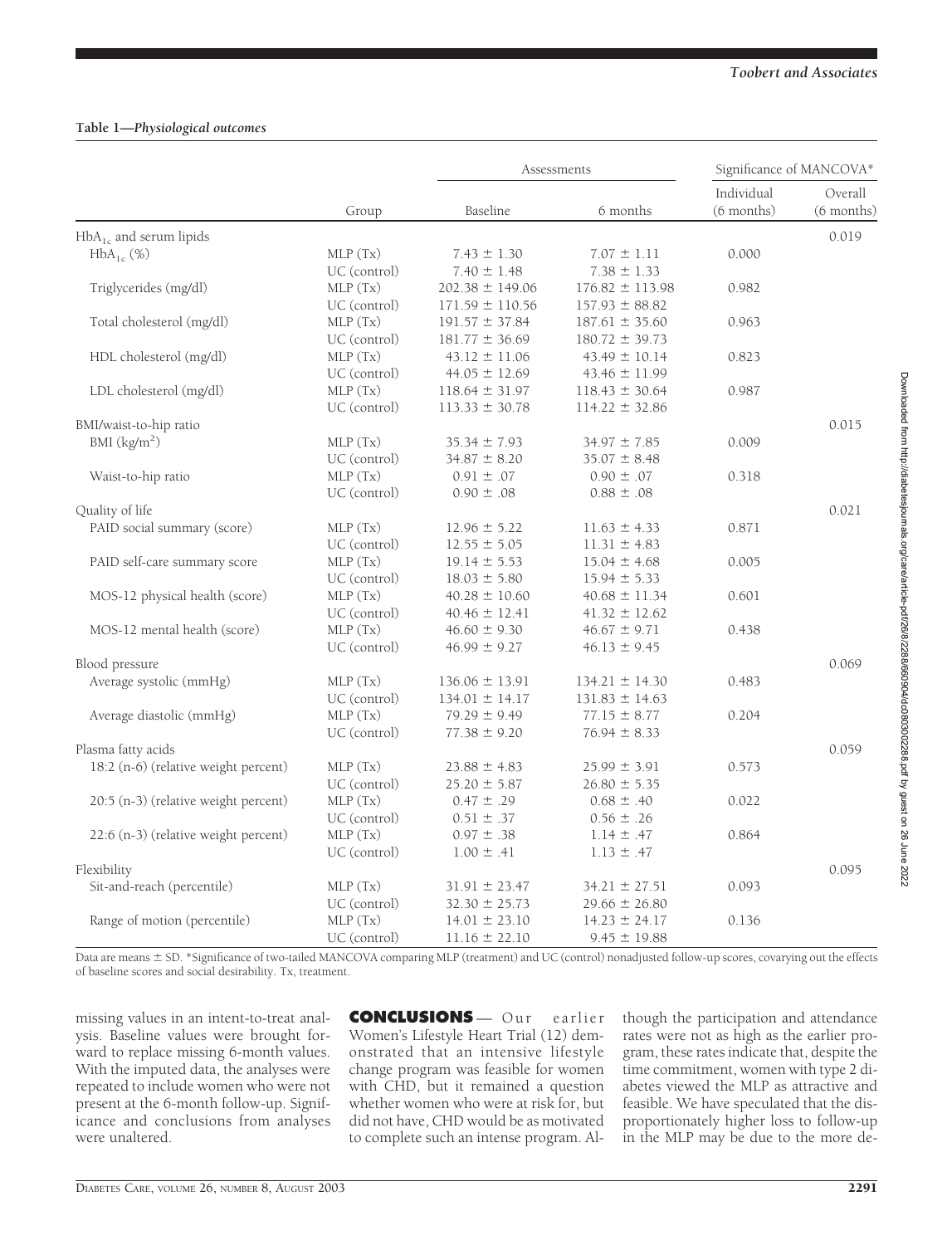**Table 1—*Physiological outcomes***

| | | Assessments | | Significance of MANCOVA* | |
|---|---|---|---|---|---|
| | Group | Baseline | 6 months | Individual (6 months) | Overall (6 months) |
| $HbA_{1c}$ and serum lipids | | | | | 0.019 |
| $HbA_{1c}$ (%) | MLP (Tx) | 7.43 ± 1.30 | 7.07 ± 1.11 | 0.000 | |
| | UC (control) | 7.40 ± 1.48 | 7.38 ± 1.33 | | |
| Triglycerides (mg/dl) | MLP (Tx) | 202.38 ± 149.06 | 176.82 ± 113.98 | 0.982 | |
| | UC (control) | 171.59 ± 110.56 | 157.93 ± 88.82 | | |
| Total cholesterol (mg/dl) | MLP (Tx) | 191.57 ± 37.84 | 187.61 ± 35.60 | 0.963 | |
| | UC (control) | 181.77 ± 36.69 | 180.72 ± 39.73 | | |
| HDL cholesterol (mg/dl) | MLP (Tx) | 43.12 ± 11.06 | 43.49 ± 10.14 | 0.823 | |
| | UC (control) | 44.05 ± 12.69 | 43.46 ± 11.99 | | |
| LDL cholesterol (mg/dl) | MLP (Tx) | 118.64 ± 31.97 | 118.43 ± 30.64 | 0.987 | |
| | UC (control) | 113.33 ± 30.78 | 114.22 ± 32.86 | | |
| BMI/waist-to-hip ratio | | | | | 0.015 |
| BMI ($kg/m^2$) | MLP (Tx) | 35.34 ± 7.93 | 34.97 ± 7.85 | 0.009 | |
| | UC (control) | 34.87 ± 8.20 | 35.07 ± 8.48 | | |
| Waist-to-hip ratio | MLP (Tx) | 0.91 ± .07 | 0.90 ± .07 | 0.318 | |
| | UC (control) | 0.90 ± .08 | 0.88 ± .08 | | |
| Quality of life | | | | | 0.021 |
| PAID social summary (score) | MLP (Tx) | 12.96 ± 5.22 | 11.63 ± 4.33 | 0.871 | |
| | UC (control) | 12.55 ± 5.05 | 11.31 ± 4.83 | | |
| PAID self-care summary score | MLP (Tx) | 19.14 ± 5.53 | 15.04 ± 4.68 | 0.005 | |
| | UC (control) | 18.03 ± 5.80 | 15.94 ± 5.33 | | |
| MOS-12 physical health (score) | MLP (Tx) | 40.28 ± 10.60 | 40.68 ± 11.34 | 0.601 | |
| | UC (control) | 40.46 ± 12.41 | 41.32 ± 12.62 | | |
| MOS-12 mental health (score) | MLP (Tx) | 46.60 ± 9.30 | 46.67 ± 9.71 | 0.438 | |
| | UC (control) | 46.99 ± 9.27 | 46.13 ± 9.45 | | |
| Blood pressure | | | | | 0.069 |
| Average systolic (mmHg) | MLP (Tx) | 136.06 ± 13.91 | 134.21 ± 14.30 | 0.483 | |
| | UC (control) | 134.01 ± 14.17 | 131.83 ± 14.63 | | |
| Average diastolic (mmHg) | MLP (Tx) | 79.29 ± 9.49 | 77.15 ± 8.77 | 0.204 | |
| | UC (control) | 77.38 ± 9.20 | 76.94 ± 8.33 | | |
| Plasma fatty acids | | | | | 0.059 |
| 18:2 (n-6) (relative weight percent) | MLP (Tx) | 23.88 ± 4.83 | 25.99 ± 3.91 | 0.573 | |
| | UC (control) | 25.20 ± 5.87 | 26.80 ± 5.35 | | |
| 20:5 (n-3) (relative weight percent) | MLP (Tx) | 0.47 ± .29 | 0.68 ± .40 | 0.022 | |
| | UC (control) | 0.51 ± .37 | 0.56 ± .26 | | |
| 22:6 (n-3) (relative weight percent) | MLP (Tx) | 0.97 ± .38 | 1.14 ± .47 | 0.864 | |
| | UC (control) | 1.00 ± .41 | 1.13 ± .47 | | |
| Flexibility | | | | | 0.095 |
| Sit-and-reach (percentile) | MLP (Tx) | 31.91 ± 23.47 | 34.21 ± 27.51 | 0.093 | |
| | UC (control) | 32.30 ± 25.73 | 29.66 ± 26.80 | | |
| Range of motion (percentile) | MLP (Tx) | 14.01 ± 23.10 | 14.23 ± 24.17 | 0.136 | |
| | UC (control) | 11.16 ± 22.10 | 9.45 ± 19.88 | | |

Data are means ± SD. *Significance of two-tailed MANCOVA comparing MLP (treatment) and UC (control) nonadjusted follow-up scores, covarying out the effects of baseline scores and social desirability. Tx, treatment.

missing values in an intent-to-treat analysis. Baseline values were brought forward to replace missing 6-month values. With the imputed data, the analyses were repeated to include women who were not present at the 6-month follow-up. Significance and conclusions from analyses were unaltered.

## CONCLUSIONS

Our earlier Women's Lifestyle Heart Trial (12) demonstrated that an intensive lifestyle change program was feasible for women with CHD, but it remained a question whether women who were at risk for, but did not have, CHD would be as motivated to complete such an intense program. Although the participation and attendance rates were not as high as the earlier program, these rates indicate that, despite the time commitment, women with type 2 diabetes viewed the MLP as attractive and feasible. We have speculated that the disproportionately higher loss to follow-up in the MLP may be due to the more de-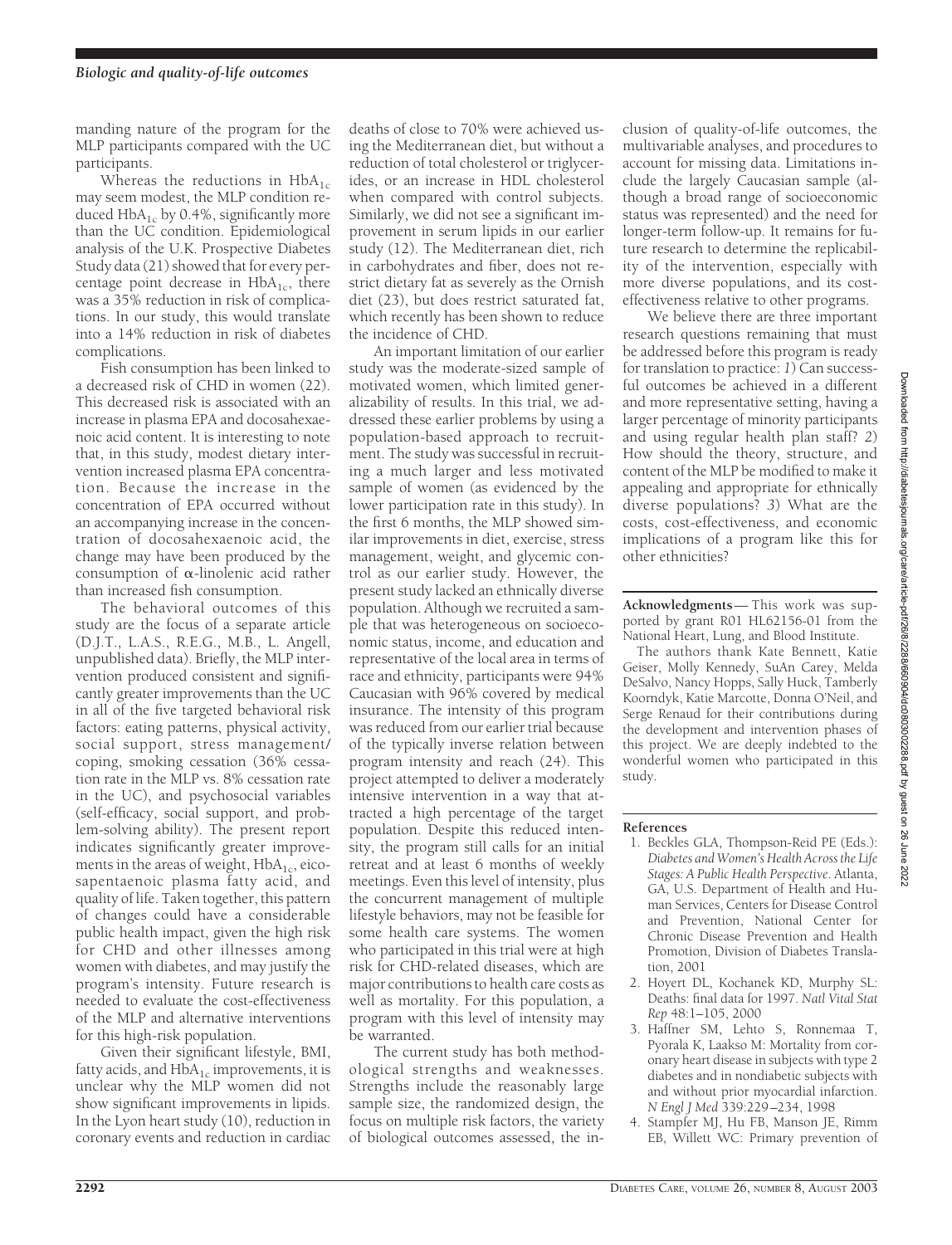manding nature of the program for the MLP participants compared with the UC participants.

Whereas the reductions in $HbA_{1c}$ may seem modest, the MLP condition reduced $HbA_{1c}$ by 0.4%, significantly more than the UC condition. Epidemiological analysis of the U.K. Prospective Diabetes Study data (21) showed that for every percentage point decrease in $HbA_{1c}$, there was a 35% reduction in risk of complications. In our study, this would translate into a 14% reduction in risk of diabetes complications.

Fish consumption has been linked to a decreased risk of CHD in women (22). This decreased risk is associated with an increase in plasma EPA and docosahexaenoic acid content. It is interesting to note that, in this study, modest dietary intervention increased plasma EPA concentration. Because the increase in the concentration of EPA occurred without an accompanying increase in the concentration of docosahexaenoic acid, the change may have been produced by the consumption of α-linolenic acid rather than increased fish consumption.

The behavioral outcomes of this study are the focus of a separate article (D.J.T., L.A.S., R.E.G., M.B., L. Angell, unpublished data). Briefly, the MLP intervention produced consistent and significantly greater improvements than the UC in all of the five targeted behavioral risk factors: eating patterns, physical activity, social support, stress management/coping, smoking cessation (36% cessation rate in the MLP vs. 8% cessation rate in the UC), and psychosocial variables (self-efficacy, social support, and problem-solving ability). The present report indicates significantly greater improvements in the areas of weight, $HbA_{1c}$, eicosapentaenoic plasma fatty acid, and quality of life. Taken together, this pattern of changes could have a considerable public health impact, given the high risk for CHD and other illnesses among women with diabetes, and may justify the program's intensity. Future research is needed to evaluate the cost-effectiveness of the MLP and alternative interventions for this high-risk population.

Given their significant lifestyle, BMI, fatty acids, and $HbA_{1c}$ improvements, it is unclear why the MLP women did not show significant improvements in lipids. In the Lyon heart study (10), reduction in coronary events and reduction in cardiac deaths of close to 70% were achieved using the Mediterranean diet, but without a reduction of total cholesterol or triglycerides, or an increase in HDL cholesterol when compared with control subjects. Similarly, we did not see a significant improvement in serum lipids in our earlier study (12). The Mediterranean diet, rich in carbohydrates and fiber, does not restrict dietary fat as severely as the Ornish diet (23), but does restrict saturated fat, which recently has been shown to reduce the incidence of CHD.

An important limitation of our earlier study was the moderate-sized sample of motivated women, which limited generalizability of results. In this trial, we addressed these earlier problems by using a population-based approach to recruitment. The study was successful in recruiting a much larger and less motivated sample of women (as evidenced by the lower participation rate in this study). In the first 6 months, the MLP showed similar improvements in diet, exercise, stress management, weight, and glycemic control as our earlier study. However, the present study lacked an ethnically diverse population. Although we recruited a sample that was heterogeneous on socioeconomic status, income, and education and representative of the local area in terms of race and ethnicity, participants were 94% Caucasian with 96% covered by medical insurance. The intensity of this program was reduced from our earlier trial because of the typically inverse relation between program intensity and reach (24). This project attempted to deliver a moderately intensive intervention in a way that attracted a high percentage of the target population. Despite this reduced intensity, the program still calls for an initial retreat and at least 6 months of weekly meetings. Even this level of intensity, plus the concurrent management of multiple lifestyle behaviors, may not be feasible for some health care systems. The women who participated in this trial were at high risk for CHD-related diseases, which are major contributions to health care costs as well as mortality. For this population, a program with this level of intensity may be warranted.

The current study has both methodological strengths and weaknesses. Strengths include the reasonably large sample size, the randomized design, the focus on multiple risk factors, the variety of biological outcomes assessed, the inclusion of quality-of-life outcomes, the multivariable analyses, and procedures to account for missing data. Limitations include the largely Caucasian sample (although a broad range of socioeconomic status was represented) and the need for longer-term follow-up. It remains for future research to determine the replicability of the intervention, especially with more diverse populations, and its cost-effectiveness relative to other programs.

We believe there are three important research questions remaining that must be addressed before this program is ready for translation to practice: *1*) Can successful outcomes be achieved in a different and more representative setting, having a larger percentage of minority participants and using regular health plan staff? *2*) How should the theory, structure, and content of the MLP be modified to make it appealing and appropriate for ethnically diverse populations? *3*) What are the costs, cost-effectiveness, and economic implications of a program like this for other ethnicities?

**Acknowledgments**— This work was supported by grant R01 HL62156-01 from the National Heart, Lung, and Blood Institute.

The authors thank Kate Bennett, Katie Geiser, Molly Kennedy, SuAn Carey, Melda DeSalvo, Nancy Hopps, Sally Huck, Tamberly Koorndyk, Katie Marcotte, Donna O'Neil, and Serge Renaud for their contributions during the development and intervention phases of this project. We are deeply indebted to the wonderful women who participated in this study.

## References

1. Beckles GLA, Thompson-Reid PE (Eds.): *Diabetes and Women's Health Across the Life Stages: A Public Health Perspective*. Atlanta, GA, U.S. Department of Health and Human Services, Centers for Disease Control and Prevention, National Center for Chronic Disease Prevention and Health Promotion, Division of Diabetes Translation, 2001
2. Hoyert DL, Kochanek KD, Murphy SL: Deaths: final data for 1997. *Natl Vital Stat Rep* 48:1–105, 2000
3. Haffner SM, Lehto S, Ronnemaa T, Pyorala K, Laakso M: Mortality from coronary heart disease in subjects with type 2 diabetes and in nondiabetic subjects with and without prior myocardial infarction. *N Engl J Med* 339:229–234, 1998
4. Stampfer MJ, Hu FB, Manson JE, Rimm EB, Willett WC: Primary prevention of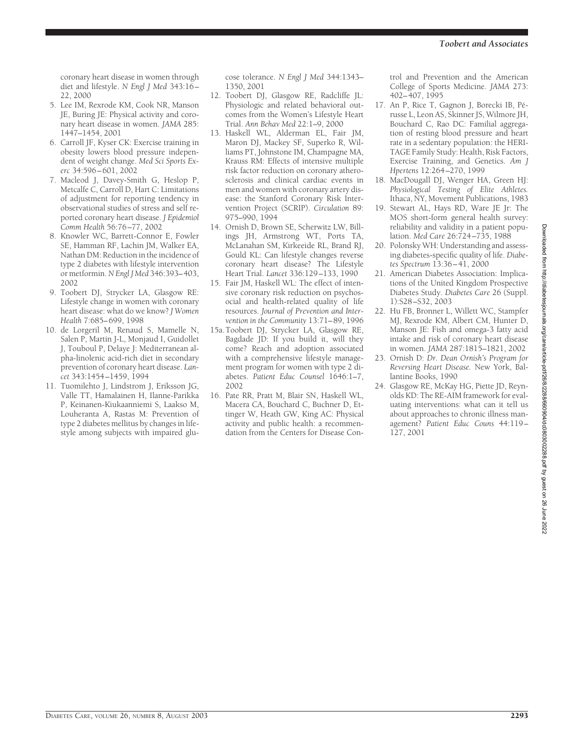coronary heart disease in women through diet and lifestyle. *N Engl J Med* 343:16–22, 2000

5. Lee IM, Rexrode KM, Cook NR, Manson JE, Buring JE: Physical activity and coronary heart disease in women. *JAMA* 285:1447–1454, 2001
6. Carroll JF, Kyser CK: Exercise training in obesity lowers blood pressure independent of weight change. *Med Sci Sports Exerc* 34:596–601, 2002
7. Macleod J, Davey-Smith G, Heslop P, Metcalfe C, Carroll D, Hart C: Limitations of adjustment for reporting tendency in observational studies of stress and self reported coronary heart disease. *J Epidemiol Comm Health* 56:76–77, 2002
8. Knowler WC, Barrett-Connor E, Fowler SE, Hamman RF, Lachin JM, Walker EA, Nathan DM: Reduction in the incidence of type 2 diabetes with lifestyle intervention or metformin. *N Engl J Med* 346:393–403, 2002
9. Toobert DJ, Strycker LA, Glasgow RE: Lifestyle change in women with coronary heart disease: what do we know? *J Women Health* 7:685–699, 1998
10. de Lorgeril M, Renaud S, Mamelle N, Salen P, Martin J-L, Monjaud I, Guidollet J, Touboul P, Delaye J: Mediterranean alpha-linolenic acid-rich diet in secondary prevention of coronary heart disease. *Lancet* 343:1454–1459, 1994
11. Tuomilehto J, Lindstrom J, Eriksson JG, Valle TT, Hamalainen H, Ilanne-Parikka P, Keinanen-Kiukaanniemi S, Laakso M, Louheranta A, Rastas M: Prevention of type 2 diabetes mellitus by changes in lifestyle among subjects with impaired glucose tolerance. *N Engl J Med* 344:1343–1350, 2001
12. Toobert DJ, Glasgow RE, Radcliffe JL: Physiologic and related behavioral outcomes from the Women's Lifestyle Heart Trial. *Ann Behav Med* 22:1–9, 2000
13. Haskell WL, Alderman EL, Fair JM, Maron DJ, Mackey SF, Superko R, Williams PT, Johnstone IM, Champagne MA, Krauss RM: Effects of intensive multiple risk factor reduction on coronary atherosclerosis and clinical cardiac events in men and women with coronary artery disease: the Stanford Coronary Risk Intervention Project (SCRIP). *Circulation* 89:975–990, 1994
14. Ornish D, Brown SE, Scherwitz LW, Billings JH, Armstrong WT, Ports TA, McLanahan SM, Kirkeeide RL, Brand RJ, Gould KL: Can lifestyle changes reverse coronary heart disease? The Lifestyle Heart Trial. *Lancet* 336:129–133, 1990
15. Fair JM, Haskell WL: The effect of intensive coronary risk reduction on psychosocial and health-related quality of life resources. *Journal of Prevention and Intervention in the Community* 13:71–89, 1996

15a. Toobert DJ, Strycker LA, Glasgow RE, Bagdade JD: If you build it, will they come? Reach and adoption associated with a comprehensive lifestyle management program for women with type 2 diabetes. *Patient Educ Counsel* 1646:1–7, 2002

16. Pate RR, Pratt M, Blair SN, Haskell WL, Macera CA, Bouchard C, Buchner D, Ettinger W, Heath GW, King AC: Physical activity and public health: a recommendation from the Centers for Disease Control and Prevention and the American College of Sports Medicine. *JAMA* 273:402–407, 1995
17. An P, Rice T, Gagnon J, Borecki IB, Pérusse L, Leon AS, Skinner JS, Wilmore JH, Bouchard C, Rao DC: Familial aggregation of resting blood pressure and heart rate in a sedentary population: the HERITAGE Family Study: Health, Risk Factors, Exercise Training, and Genetics. *Am J Hpertens* 12:264–270, 1999
18. MacDougall DJ, Wenger HA, Green HJ: *Physiological Testing of Elite Athletes.* Ithaca, NY, Movement Publications, 1983
19. Stewart AL, Hays RD, Ware JE Jr: The MOS short-form general health survey: reliability and validity in a patient population. *Med Care* 26:724–735, 1988
20. Polonsky WH: Understanding and assessing diabetes-specific quality of life. *Diabetes Spectrum* 13:36–41, 2000
21. American Diabetes Association: Implications of the United Kingdom Prospective Diabetes Study. *Diabetes Care* 26 (Suppl. 1):S28–S32, 2003
22. Hu FB, Bronner L, Willett WC, Stampfer MJ, Rexrode KM, Albert CM, Hunter D, Manson JE: Fish and omega-3 fatty acid intake and risk of coronary heart disease in women. *JAMA* 287:1815–1821, 2002
23. Ornish D: *Dr. Dean Ornish's Program for Reversing Heart Disease.* New York, Ballantine Books, 1990
24. Glasgow RE, McKay HG, Piette JD, Reynolds KD: The RE-AIM framework for evaluating interventions: what can it tell us about approaches to chronic illness management? *Patient Educ Couns* 44:119–127, 2001